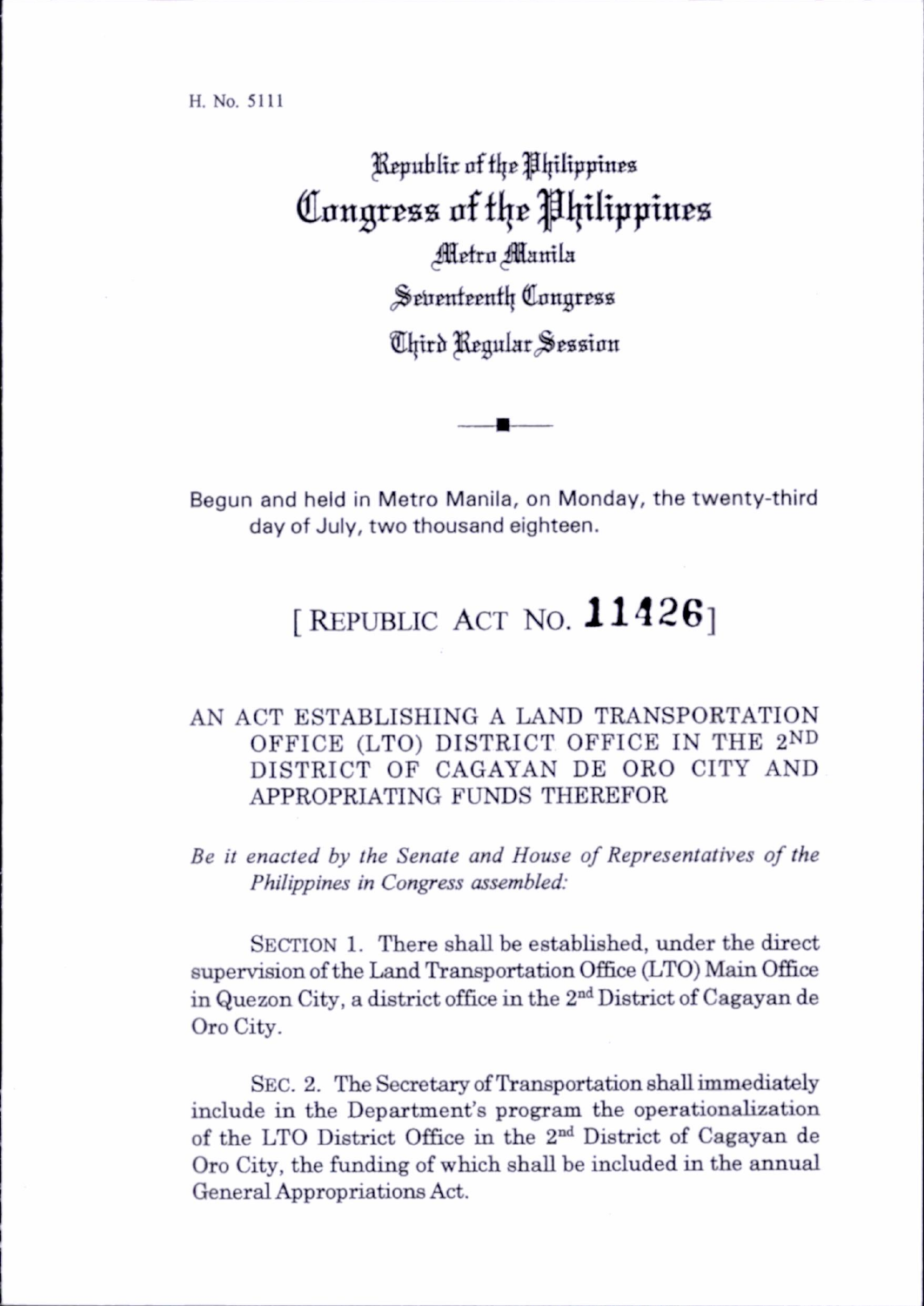H. No. 5111

# Republic of the Philippines
# Congress of the Philippines
## Metro Manila
## Seventeenth Congress
## Third Regular Session

Begun and held in Metro Manila, on Monday, the twenty-third day of July, two thousand eighteen.

## [ REPUBLIC ACT NO. **11426** ]

AN ACT ESTABLISHING A LAND TRANSPORTATION OFFICE (LTO) DISTRICT OFFICE IN THE 2ND DISTRICT OF CAGAYAN DE ORO CITY AND APPROPRIATING FUNDS THEREFOR

*Be it enacted by the Senate and House of Representatives of the Philippines in Congress assembled:*

SECTION 1. There shall be established, under the direct supervision of the Land Transportation Office (LTO) Main Office in Quezon City, a district office in the 2nd District of Cagayan de Oro City.

SEC. 2. The Secretary of Transportation shall immediately include in the Department's program the operationalization of the LTO District Office in the 2nd District of Cagayan de Oro City, the funding of which shall be included in the annual General Appropriations Act.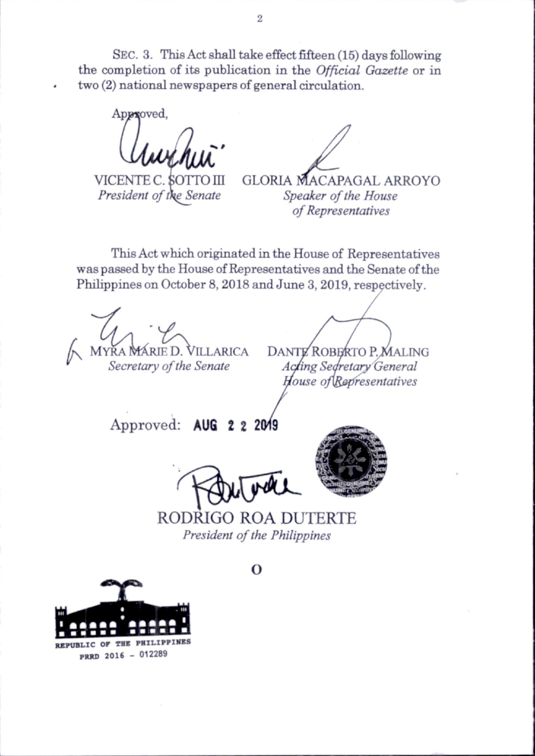SEC. 3. This Act shall take effect fifteen (15) days following the completion of its publication in the *Official Gazette* or in two (2) national newspapers of general circulation.

Approved,

VICENTE C. SOTTO III
*President of the Senate*

GLORIA MACAPAGAL ARROYO
*Speaker of the House of Representatives*

This Act which originated in the House of Representatives was passed by the House of Representatives and the Senate of the Philippines on October 8, 2018 and June 3, 2019, respectively.

MYRA MARIE D. VILLARICA
*Secretary of the Senate*

DANTE ROBERTO P. MALING
*Acting Secretary General House of Representatives*

Approved: **AUG 22 2019**

RODRIGO ROA DUTERTE
*President of the Philippines*

O

REPUBLIC OF THE PHILIPPINES
PRRD 2016 - 012289